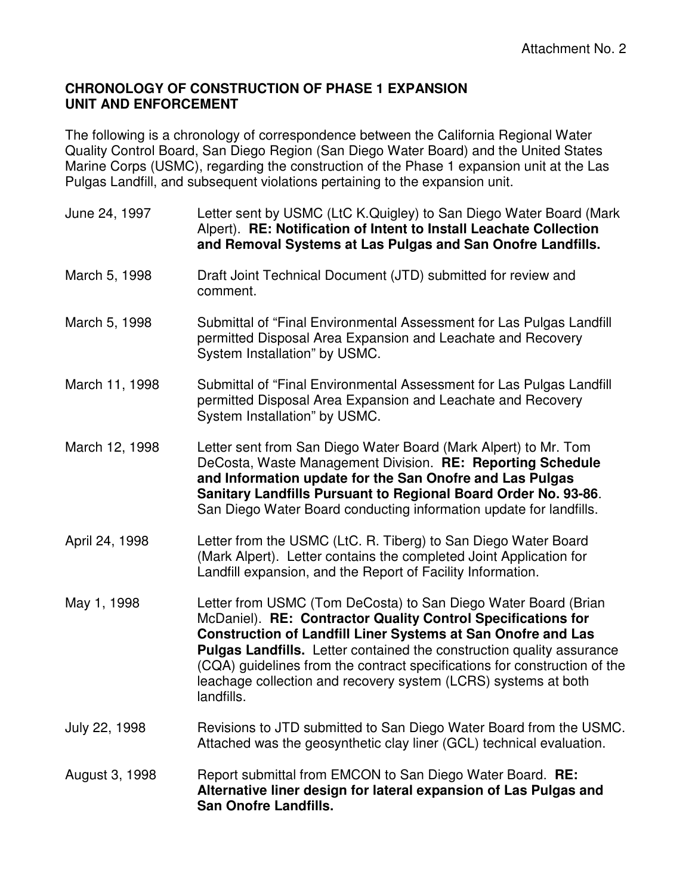Attachment No. 2

**CHRONOLOGY OF CONSTRUCTION OF PHASE 1 EXPANSION UNIT AND ENFORCEMENT**

The following is a chronology of correspondence between the California Regional Water Quality Control Board, San Diego Region (San Diego Water Board) and the United States Marine Corps (USMC), regarding the construction of the Phase 1 expansion unit at the Las Pulgas Landfill, and subsequent violations pertaining to the expansion unit.

| | |
|---|---|
| June 24, 1997 | Letter sent by USMC (LtC K.Quigley) to San Diego Water Board (Mark Alpert). **RE: Notification of Intent to Install Leachate Collection and Removal Systems at Las Pulgas and San Onofre Landfills.** |
| March 5, 1998 | Draft Joint Technical Document (JTD) submitted for review and comment. |
| March 5, 1998 | Submittal of "Final Environmental Assessment for Las Pulgas Landfill permitted Disposal Area Expansion and Leachate and Recovery System Installation" by USMC. |
| March 11, 1998 | Submittal of "Final Environmental Assessment for Las Pulgas Landfill permitted Disposal Area Expansion and Leachate and Recovery System Installation" by USMC. |
| March 12, 1998 | Letter sent from San Diego Water Board (Mark Alpert) to Mr. Tom DeCosta, Waste Management Division. **RE: Reporting Schedule and Information update for the San Onofre and Las Pulgas Sanitary Landfills Pursuant to Regional Board Order No. 93-86**. San Diego Water Board conducting information update for landfills. |
| April 24, 1998 | Letter from the USMC (LtC. R. Tiberg) to San Diego Water Board (Mark Alpert). Letter contains the completed Joint Application for Landfill expansion, and the Report of Facility Information. |
| May 1, 1998 | Letter from USMC (Tom DeCosta) to San Diego Water Board (Brian McDaniel). **RE: Contractor Quality Control Specifications for Construction of Landfill Liner Systems at San Onofre and Las Pulgas Landfills.** Letter contained the construction quality assurance (CQA) guidelines from the contract specifications for construction of the leachage collection and recovery system (LCRS) systems at both landfills. |
| July 22, 1998 | Revisions to JTD submitted to San Diego Water Board from the USMC. Attached was the geosynthetic clay liner (GCL) technical evaluation. |
| August 3, 1998 | Report submittal from EMCON to San Diego Water Board. **RE: Alternative liner design for lateral expansion of Las Pulgas and San Onofre Landfills.** |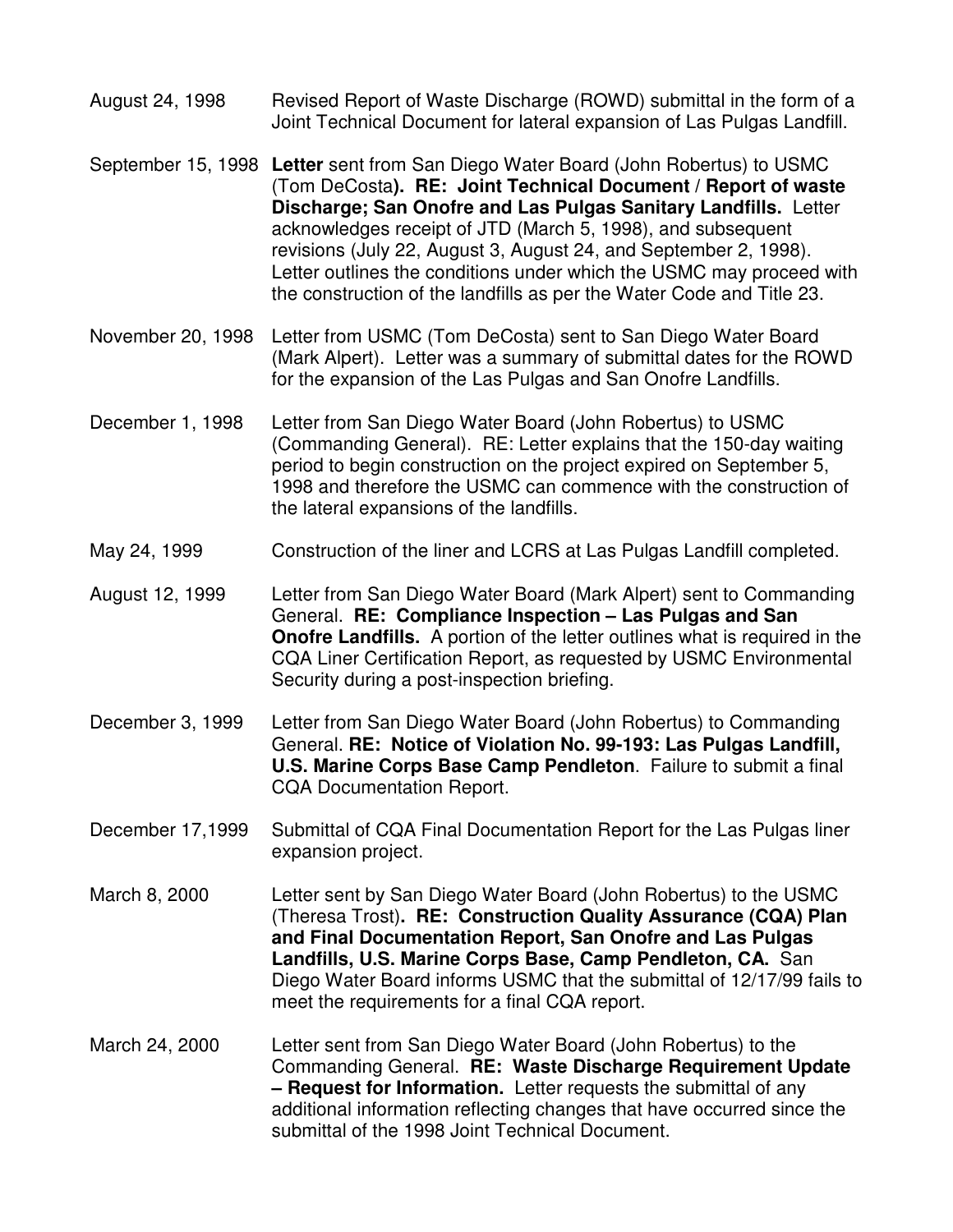August 24, 1998 Revised Report of Waste Discharge (ROWD) submittal in the form of a Joint Technical Document for lateral expansion of Las Pulgas Landfill.

September 15, 1998 **Letter** sent from San Diego Water Board (John Robertus) to USMC (Tom DeCosta**). RE: Joint Technical Document / Report of waste Discharge; San Onofre and Las Pulgas Sanitary Landfills.** Letter acknowledges receipt of JTD (March 5, 1998), and subsequent revisions (July 22, August 3, August 24, and September 2, 1998). Letter outlines the conditions under which the USMC may proceed with the construction of the landfills as per the Water Code and Title 23.

November 20, 1998 Letter from USMC (Tom DeCosta) sent to San Diego Water Board (Mark Alpert). Letter was a summary of submittal dates for the ROWD for the expansion of the Las Pulgas and San Onofre Landfills.

December 1, 1998 Letter from San Diego Water Board (John Robertus) to USMC (Commanding General). RE: Letter explains that the 150-day waiting period to begin construction on the project expired on September 5, 1998 and therefore the USMC can commence with the construction of the lateral expansions of the landfills.

May 24, 1999 Construction of the liner and LCRS at Las Pulgas Landfill completed.

August 12, 1999 Letter from San Diego Water Board (Mark Alpert) sent to Commanding General. **RE: Compliance Inspection – Las Pulgas and San Onofre Landfills.** A portion of the letter outlines what is required in the CQA Liner Certification Report, as requested by USMC Environmental Security during a post-inspection briefing.

December 3, 1999 Letter from San Diego Water Board (John Robertus) to Commanding General. **RE: Notice of Violation No. 99-193: Las Pulgas Landfill, U.S. Marine Corps Base Camp Pendleton**. Failure to submit a final CQA Documentation Report.

December 17,1999 Submittal of CQA Final Documentation Report for the Las Pulgas liner expansion project.

March 8, 2000 Letter sent by San Diego Water Board (John Robertus) to the USMC (Theresa Trost)**. RE: Construction Quality Assurance (CQA) Plan and Final Documentation Report, San Onofre and Las Pulgas Landfills, U.S. Marine Corps Base, Camp Pendleton, CA.** San Diego Water Board informs USMC that the submittal of 12/17/99 fails to meet the requirements for a final CQA report.

March 24, 2000 Letter sent from San Diego Water Board (John Robertus) to the Commanding General. **RE: Waste Discharge Requirement Update – Request for Information.** Letter requests the submittal of any additional information reflecting changes that have occurred since the submittal of the 1998 Joint Technical Document.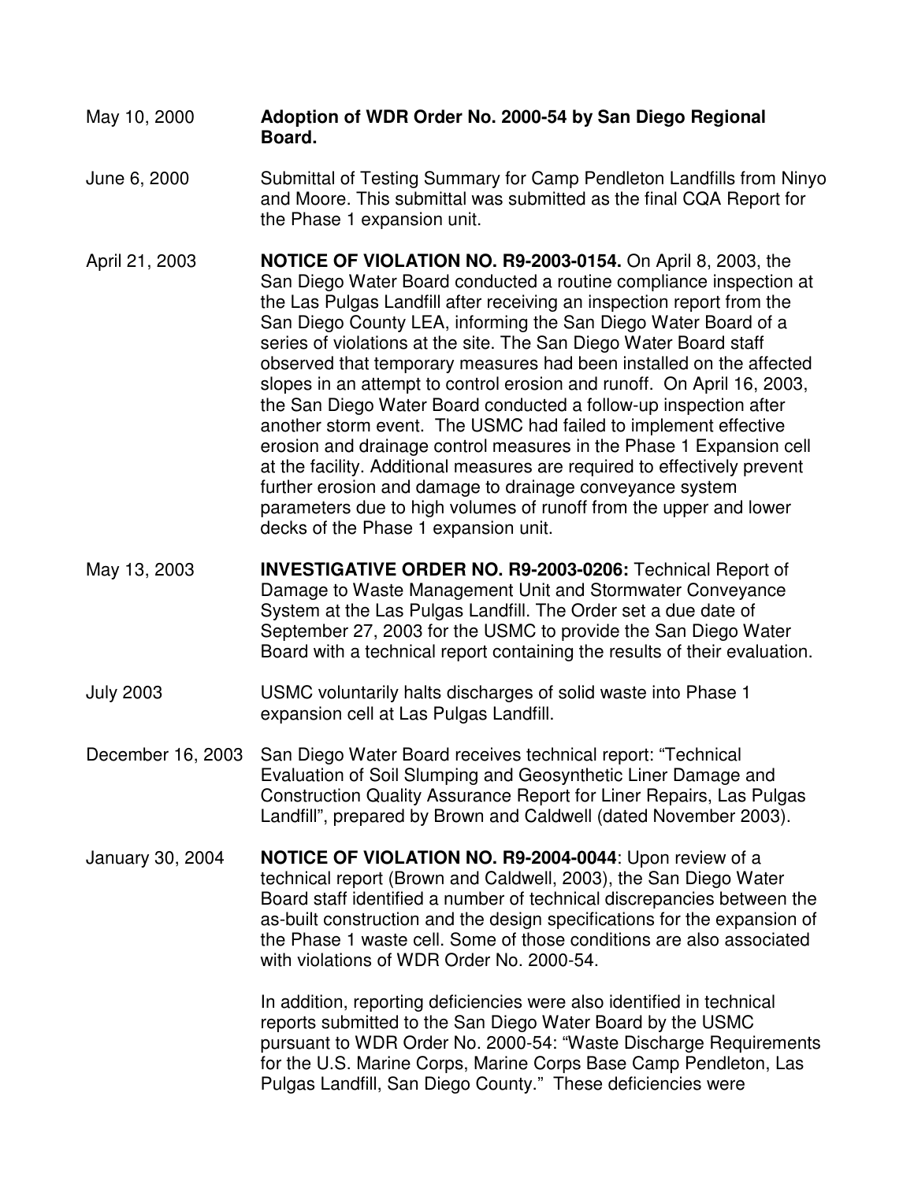May 10, 2000 — **Adoption of WDR Order No. 2000-54 by San Diego Regional Board.**

June 6, 2000 — Submittal of Testing Summary for Camp Pendleton Landfills from Ninyo and Moore. This submittal was submitted as the final CQA Report for the Phase 1 expansion unit.

April 21, 2003 — **NOTICE OF VIOLATION NO. R9-2003-0154.** On April 8, 2003, the San Diego Water Board conducted a routine compliance inspection at the Las Pulgas Landfill after receiving an inspection report from the San Diego County LEA, informing the San Diego Water Board of a series of violations at the site. The San Diego Water Board staff observed that temporary measures had been installed on the affected slopes in an attempt to control erosion and runoff. On April 16, 2003, the San Diego Water Board conducted a follow-up inspection after another storm event. The USMC had failed to implement effective erosion and drainage control measures in the Phase 1 Expansion cell at the facility. Additional measures are required to effectively prevent further erosion and damage to drainage conveyance system parameters due to high volumes of runoff from the upper and lower decks of the Phase 1 expansion unit.

May 13, 2003 — **INVESTIGATIVE ORDER NO. R9-2003-0206:** Technical Report of Damage to Waste Management Unit and Stormwater Conveyance System at the Las Pulgas Landfill. The Order set a due date of September 27, 2003 for the USMC to provide the San Diego Water Board with a technical report containing the results of their evaluation.

July 2003 — USMC voluntarily halts discharges of solid waste into Phase 1 expansion cell at Las Pulgas Landfill.

December 16, 2003 — San Diego Water Board receives technical report: "Technical Evaluation of Soil Slumping and Geosynthetic Liner Damage and Construction Quality Assurance Report for Liner Repairs, Las Pulgas Landfill", prepared by Brown and Caldwell (dated November 2003).

January 30, 2004 — **NOTICE OF VIOLATION NO. R9-2004-0044**: Upon review of a technical report (Brown and Caldwell, 2003), the San Diego Water Board staff identified a number of technical discrepancies between the as-built construction and the design specifications for the expansion of the Phase 1 waste cell. Some of those conditions are also associated with violations of WDR Order No. 2000-54.

In addition, reporting deficiencies were also identified in technical reports submitted to the San Diego Water Board by the USMC pursuant to WDR Order No. 2000-54: "Waste Discharge Requirements for the U.S. Marine Corps, Marine Corps Base Camp Pendleton, Las Pulgas Landfill, San Diego County." These deficiencies were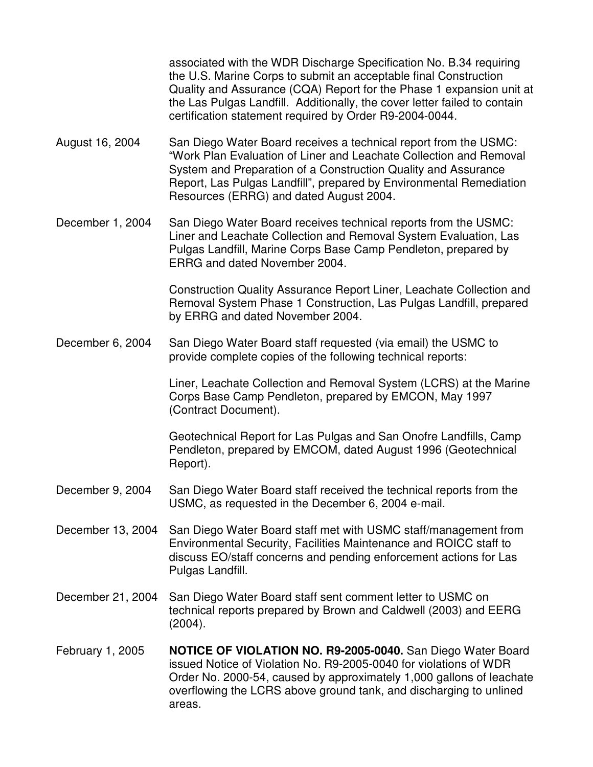associated with the WDR Discharge Specification No. B.34 requiring the U.S. Marine Corps to submit an acceptable final Construction Quality and Assurance (CQA) Report for the Phase 1 expansion unit at the Las Pulgas Landfill. Additionally, the cover letter failed to contain certification statement required by Order R9-2004-0044.

| | |
|---|---|
| August 16, 2004 | San Diego Water Board receives a technical report from the USMC: "Work Plan Evaluation of Liner and Leachate Collection and Removal System and Preparation of a Construction Quality and Assurance Report, Las Pulgas Landfill", prepared by Environmental Remediation Resources (ERRG) and dated August 2004. |
| December 1, 2004 | San Diego Water Board receives technical reports from the USMC: Liner and Leachate Collection and Removal System Evaluation, Las Pulgas Landfill, Marine Corps Base Camp Pendleton, prepared by ERRG and dated November 2004.<br><br>Construction Quality Assurance Report Liner, Leachate Collection and Removal System Phase 1 Construction, Las Pulgas Landfill, prepared by ERRG and dated November 2004. |
| December 6, 2004 | San Diego Water Board staff requested (via email) the USMC to provide complete copies of the following technical reports:<br><br>Liner, Leachate Collection and Removal System (LCRS) at the Marine Corps Base Camp Pendleton, prepared by EMCON, May 1997 (Contract Document).<br><br>Geotechnical Report for Las Pulgas and San Onofre Landfills, Camp Pendleton, prepared by EMCOM, dated August 1996 (Geotechnical Report). |
| December 9, 2004 | San Diego Water Board staff received the technical reports from the USMC, as requested in the December 6, 2004 e-mail. |
| December 13, 2004 | San Diego Water Board staff met with USMC staff/management from Environmental Security, Facilities Maintenance and ROICC staff to discuss EO/staff concerns and pending enforcement actions for Las Pulgas Landfill. |
| December 21, 2004 | San Diego Water Board staff sent comment letter to USMC on technical reports prepared by Brown and Caldwell (2003) and EERG (2004). |
| February 1, 2005 | **NOTICE OF VIOLATION NO. R9-2005-0040.** San Diego Water Board issued Notice of Violation No. R9-2005-0040 for violations of WDR Order No. 2000-54, caused by approximately 1,000 gallons of leachate overflowing the LCRS above ground tank, and discharging to unlined areas. |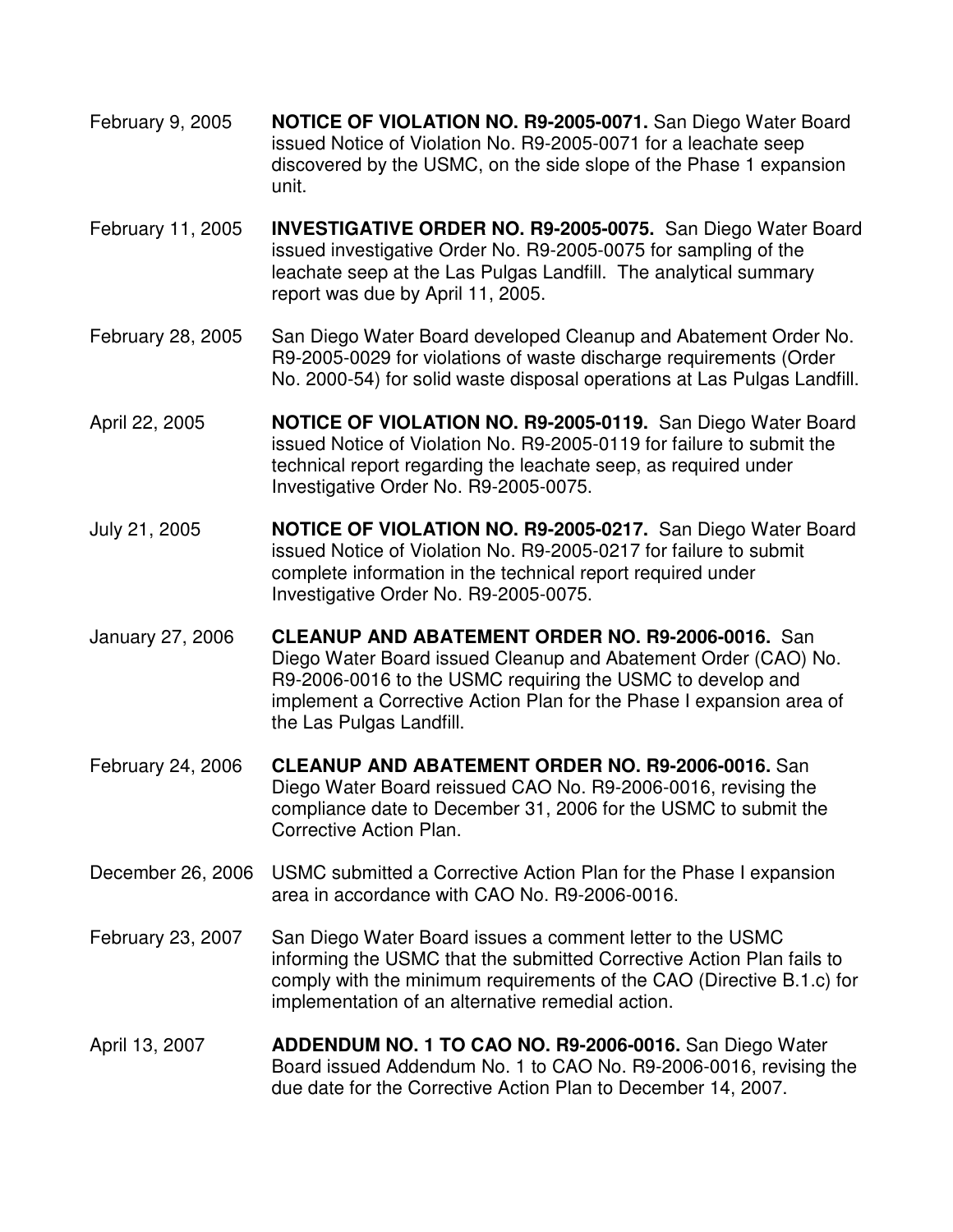February 9, 2005 **NOTICE OF VIOLATION NO. R9-2005-0071.** San Diego Water Board issued Notice of Violation No. R9-2005-0071 for a leachate seep discovered by the USMC, on the side slope of the Phase 1 expansion unit.

February 11, 2005 **INVESTIGATIVE ORDER NO. R9-2005-0075.** San Diego Water Board issued investigative Order No. R9-2005-0075 for sampling of the leachate seep at the Las Pulgas Landfill. The analytical summary report was due by April 11, 2005.

February 28, 2005 San Diego Water Board developed Cleanup and Abatement Order No. R9-2005-0029 for violations of waste discharge requirements (Order No. 2000-54) for solid waste disposal operations at Las Pulgas Landfill.

April 22, 2005 **NOTICE OF VIOLATION NO. R9-2005-0119.** San Diego Water Board issued Notice of Violation No. R9-2005-0119 for failure to submit the technical report regarding the leachate seep, as required under Investigative Order No. R9-2005-0075.

July 21, 2005 **NOTICE OF VIOLATION NO. R9-2005-0217.** San Diego Water Board issued Notice of Violation No. R9-2005-0217 for failure to submit complete information in the technical report required under Investigative Order No. R9-2005-0075.

January 27, 2006 **CLEANUP AND ABATEMENT ORDER NO. R9-2006-0016.** San Diego Water Board issued Cleanup and Abatement Order (CAO) No. R9-2006-0016 to the USMC requiring the USMC to develop and implement a Corrective Action Plan for the Phase I expansion area of the Las Pulgas Landfill.

February 24, 2006 **CLEANUP AND ABATEMENT ORDER NO. R9-2006-0016.** San Diego Water Board reissued CAO No. R9-2006-0016, revising the compliance date to December 31, 2006 for the USMC to submit the Corrective Action Plan.

December 26, 2006 USMC submitted a Corrective Action Plan for the Phase I expansion area in accordance with CAO No. R9-2006-0016.

February 23, 2007 San Diego Water Board issues a comment letter to the USMC informing the USMC that the submitted Corrective Action Plan fails to comply with the minimum requirements of the CAO (Directive B.1.c) for implementation of an alternative remedial action.

April 13, 2007 **ADDENDUM NO. 1 TO CAO NO. R9-2006-0016.** San Diego Water Board issued Addendum No. 1 to CAO No. R9-2006-0016, revising the due date for the Corrective Action Plan to December 14, 2007.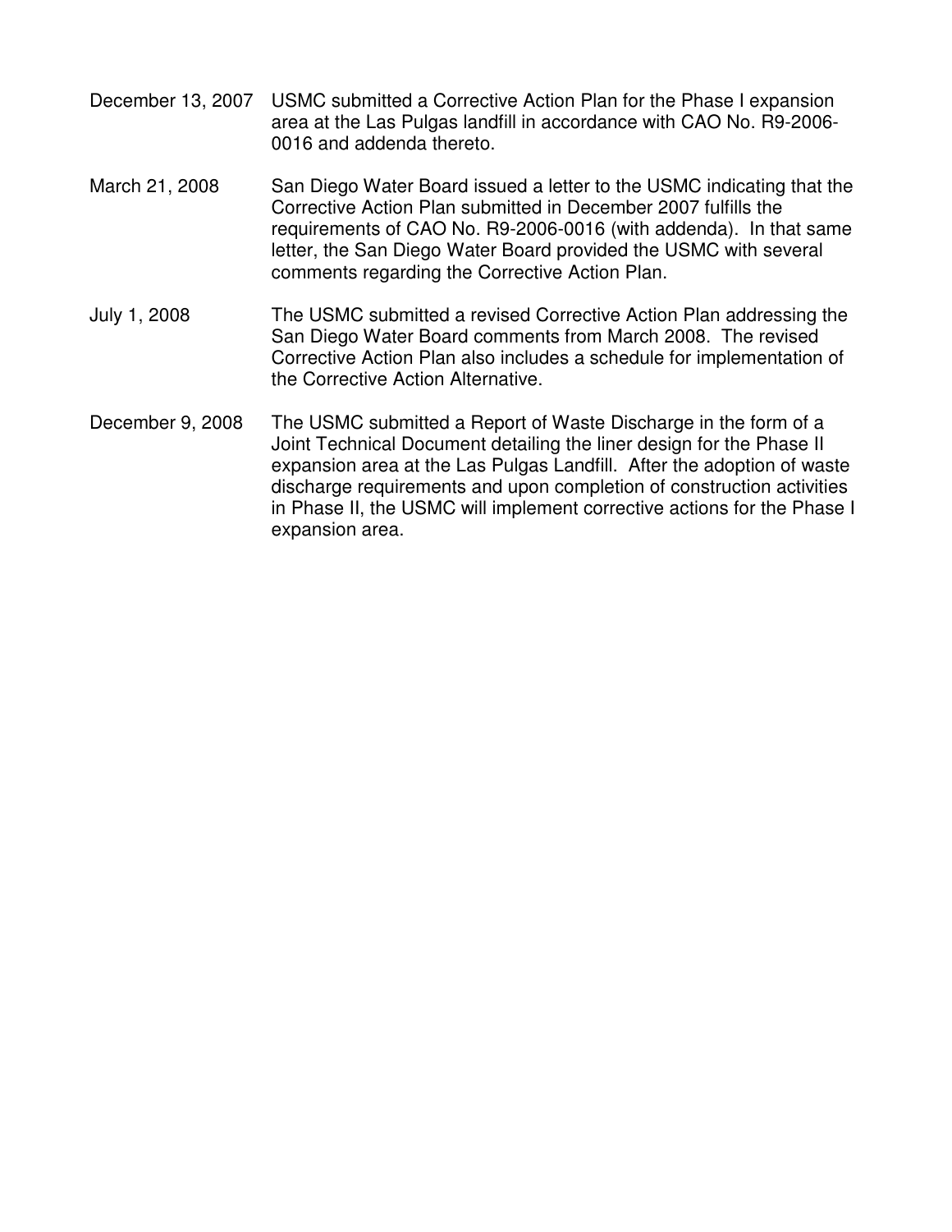| | |
|---|---|
| December 13, 2007 | USMC submitted a Corrective Action Plan for the Phase I expansion area at the Las Pulgas landfill in accordance with CAO No. R9-2006-0016 and addenda thereto. |
| March 21, 2008 | San Diego Water Board issued a letter to the USMC indicating that the Corrective Action Plan submitted in December 2007 fulfills the requirements of CAO No. R9-2006-0016 (with addenda). In that same letter, the San Diego Water Board provided the USMC with several comments regarding the Corrective Action Plan. |
| July 1, 2008 | The USMC submitted a revised Corrective Action Plan addressing the San Diego Water Board comments from March 2008. The revised Corrective Action Plan also includes a schedule for implementation of the Corrective Action Alternative. |
| December 9, 2008 | The USMC submitted a Report of Waste Discharge in the form of a Joint Technical Document detailing the liner design for the Phase II expansion area at the Las Pulgas Landfill. After the adoption of waste discharge requirements and upon completion of construction activities in Phase II, the USMC will implement corrective actions for the Phase I expansion area. |